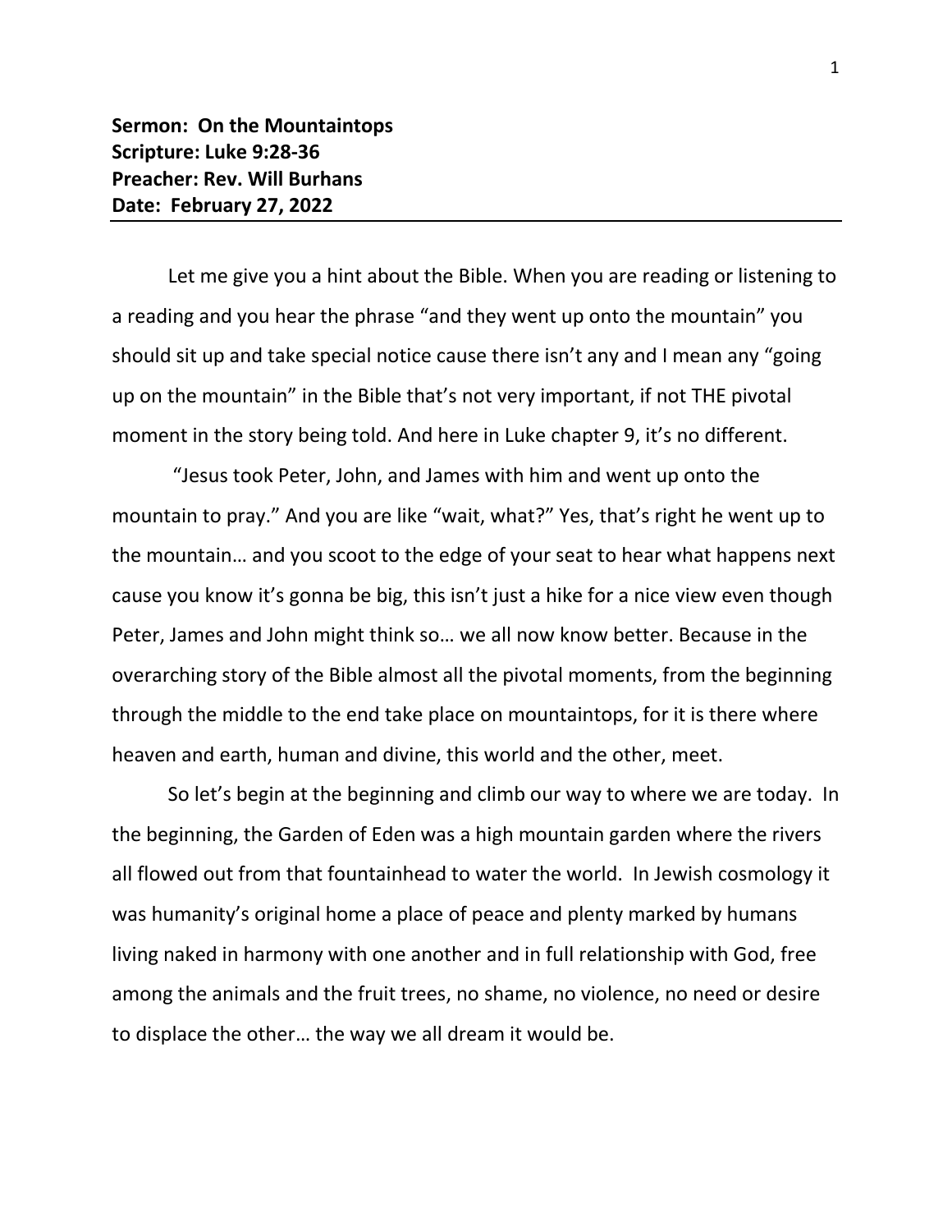**Sermon: On the Mountaintops**
**Scripture: Luke 9:28-36**
**Preacher: Rev. Will Burhans**
**Date: February 27, 2022**

---

Let me give you a hint about the Bible. When you are reading or listening to a reading and you hear the phrase "and they went up onto the mountain" you should sit up and take special notice cause there isn't any and I mean any "going up on the mountain" in the Bible that's not very important, if not THE pivotal moment in the story being told. And here in Luke chapter 9, it's no different.

"Jesus took Peter, John, and James with him and went up onto the mountain to pray." And you are like "wait, what?" Yes, that's right he went up to the mountain… and you scoot to the edge of your seat to hear what happens next cause you know it's gonna be big, this isn't just a hike for a nice view even though Peter, James and John might think so… we all now know better. Because in the overarching story of the Bible almost all the pivotal moments, from the beginning through the middle to the end take place on mountaintops, for it is there where heaven and earth, human and divine, this world and the other, meet.

So let's begin at the beginning and climb our way to where we are today. In the beginning, the Garden of Eden was a high mountain garden where the rivers all flowed out from that fountainhead to water the world. In Jewish cosmology it was humanity's original home a place of peace and plenty marked by humans living naked in harmony with one another and in full relationship with God, free among the animals and the fruit trees, no shame, no violence, no need or desire to displace the other… the way we all dream it would be.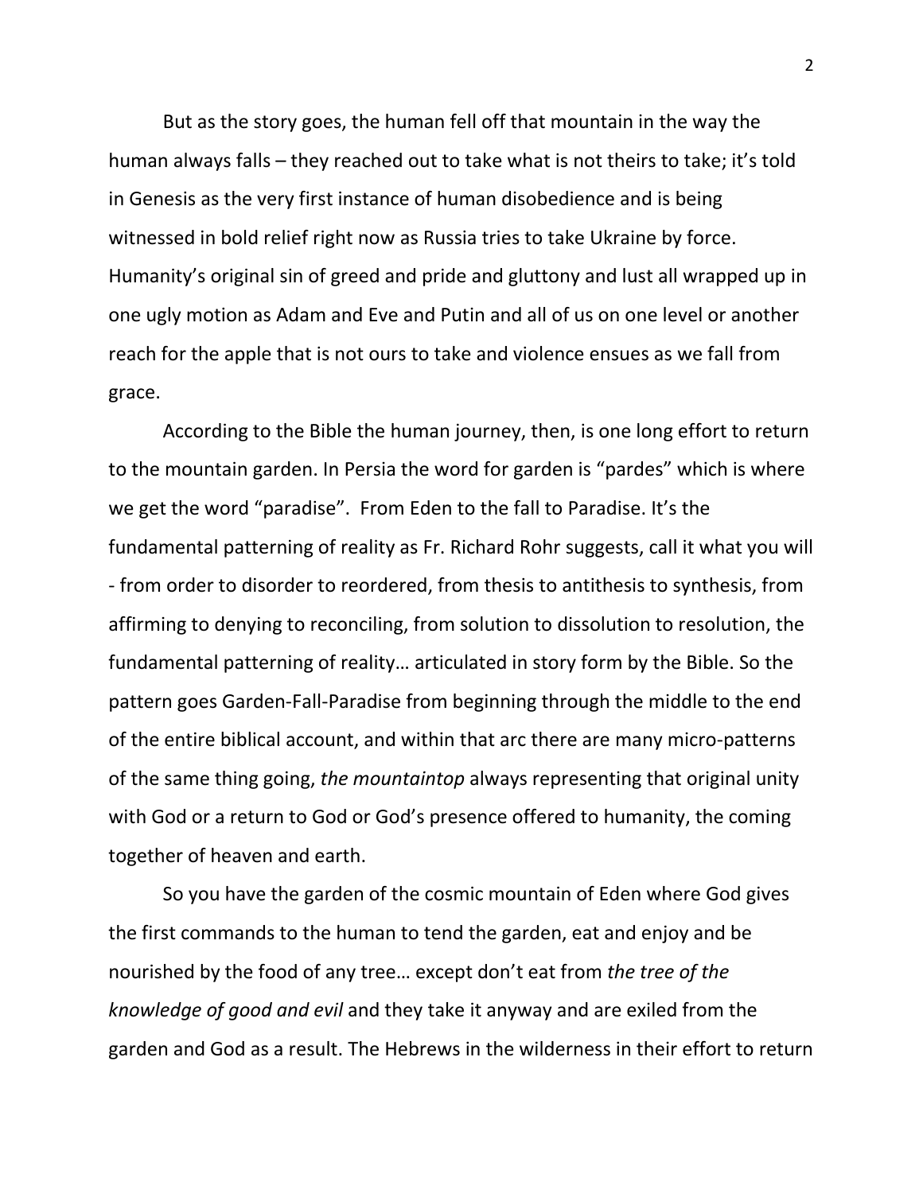But as the story goes, the human fell off that mountain in the way the human always falls – they reached out to take what is not theirs to take; it's told in Genesis as the very first instance of human disobedience and is being witnessed in bold relief right now as Russia tries to take Ukraine by force. Humanity's original sin of greed and pride and gluttony and lust all wrapped up in one ugly motion as Adam and Eve and Putin and all of us on one level or another reach for the apple that is not ours to take and violence ensues as we fall from grace.

According to the Bible the human journey, then, is one long effort to return to the mountain garden. In Persia the word for garden is "pardes" which is where we get the word "paradise". From Eden to the fall to Paradise. It's the fundamental patterning of reality as Fr. Richard Rohr suggests, call it what you will - from order to disorder to reordered, from thesis to antithesis to synthesis, from affirming to denying to reconciling, from solution to dissolution to resolution, the fundamental patterning of reality… articulated in story form by the Bible. So the pattern goes Garden-Fall-Paradise from beginning through the middle to the end of the entire biblical account, and within that arc there are many micro-patterns of the same thing going, *the mountaintop* always representing that original unity with God or a return to God or God's presence offered to humanity, the coming together of heaven and earth.

So you have the garden of the cosmic mountain of Eden where God gives the first commands to the human to tend the garden, eat and enjoy and be nourished by the food of any tree… except don't eat from *the tree of the knowledge of good and evil* and they take it anyway and are exiled from the garden and God as a result. The Hebrews in the wilderness in their effort to return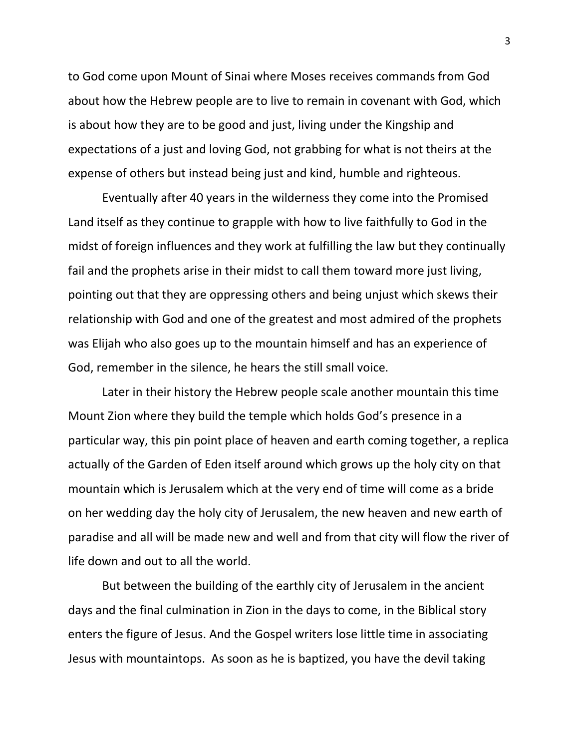to God come upon Mount of Sinai where Moses receives commands from God about how the Hebrew people are to live to remain in covenant with God, which is about how they are to be good and just, living under the Kingship and expectations of a just and loving God, not grabbing for what is not theirs at the expense of others but instead being just and kind, humble and righteous.

Eventually after 40 years in the wilderness they come into the Promised Land itself as they continue to grapple with how to live faithfully to God in the midst of foreign influences and they work at fulfilling the law but they continually fail and the prophets arise in their midst to call them toward more just living, pointing out that they are oppressing others and being unjust which skews their relationship with God and one of the greatest and most admired of the prophets was Elijah who also goes up to the mountain himself and has an experience of God, remember in the silence, he hears the still small voice.

Later in their history the Hebrew people scale another mountain this time Mount Zion where they build the temple which holds God's presence in a particular way, this pin point place of heaven and earth coming together, a replica actually of the Garden of Eden itself around which grows up the holy city on that mountain which is Jerusalem which at the very end of time will come as a bride on her wedding day the holy city of Jerusalem, the new heaven and new earth of paradise and all will be made new and well and from that city will flow the river of life down and out to all the world.

But between the building of the earthly city of Jerusalem in the ancient days and the final culmination in Zion in the days to come, in the Biblical story enters the figure of Jesus. And the Gospel writers lose little time in associating Jesus with mountaintops. As soon as he is baptized, you have the devil taking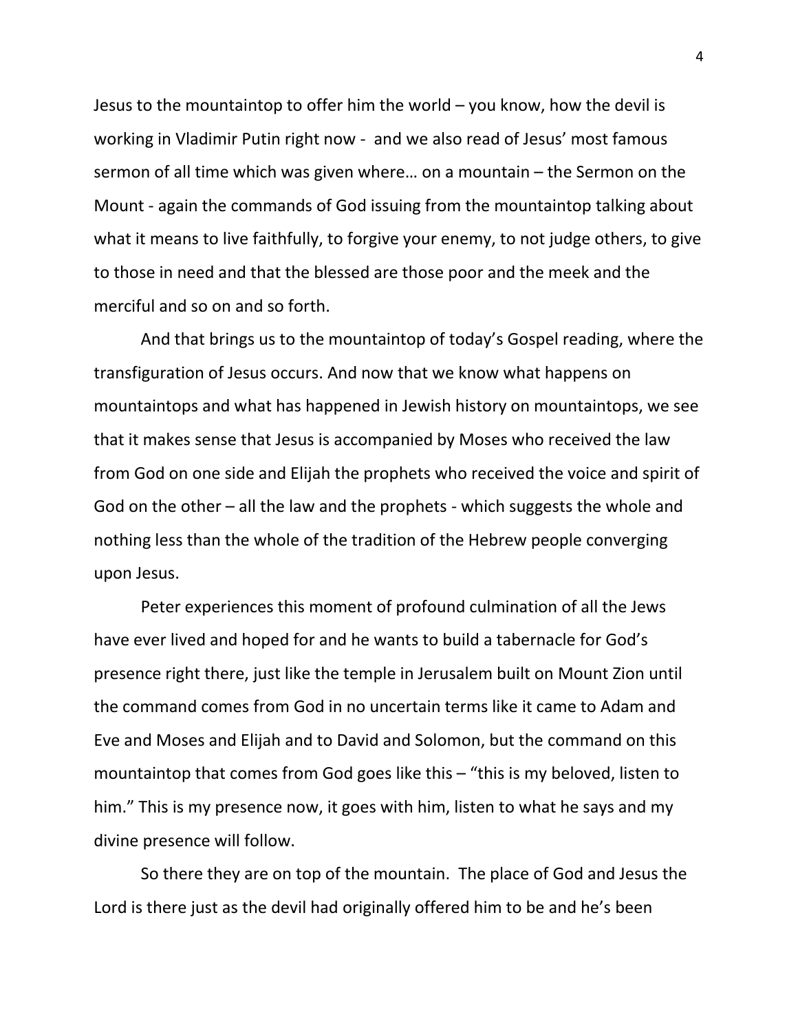Jesus to the mountaintop to offer him the world – you know, how the devil is working in Vladimir Putin right now - and we also read of Jesus' most famous sermon of all time which was given where… on a mountain – the Sermon on the Mount - again the commands of God issuing from the mountaintop talking about what it means to live faithfully, to forgive your enemy, to not judge others, to give to those in need and that the blessed are those poor and the meek and the merciful and so on and so forth.

And that brings us to the mountaintop of today's Gospel reading, where the transfiguration of Jesus occurs. And now that we know what happens on mountaintops and what has happened in Jewish history on mountaintops, we see that it makes sense that Jesus is accompanied by Moses who received the law from God on one side and Elijah the prophets who received the voice and spirit of God on the other – all the law and the prophets - which suggests the whole and nothing less than the whole of the tradition of the Hebrew people converging upon Jesus.

Peter experiences this moment of profound culmination of all the Jews have ever lived and hoped for and he wants to build a tabernacle for God's presence right there, just like the temple in Jerusalem built on Mount Zion until the command comes from God in no uncertain terms like it came to Adam and Eve and Moses and Elijah and to David and Solomon, but the command on this mountaintop that comes from God goes like this – "this is my beloved, listen to him." This is my presence now, it goes with him, listen to what he says and my divine presence will follow.

So there they are on top of the mountain. The place of God and Jesus the Lord is there just as the devil had originally offered him to be and he's been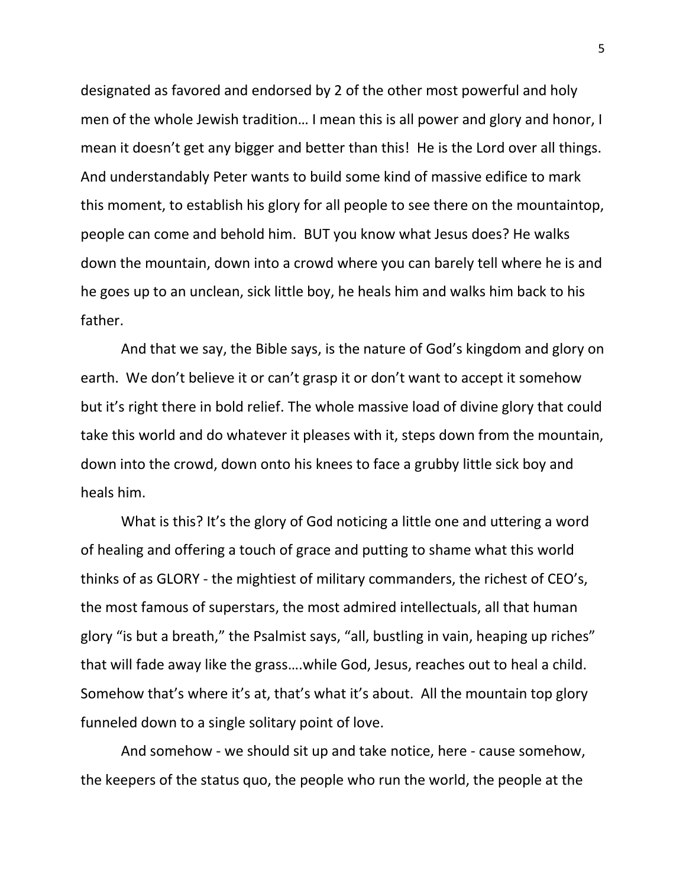designated as favored and endorsed by 2 of the other most powerful and holy men of the whole Jewish tradition… I mean this is all power and glory and honor, I mean it doesn't get any bigger and better than this! He is the Lord over all things. And understandably Peter wants to build some kind of massive edifice to mark this moment, to establish his glory for all people to see there on the mountaintop, people can come and behold him. BUT you know what Jesus does? He walks down the mountain, down into a crowd where you can barely tell where he is and he goes up to an unclean, sick little boy, he heals him and walks him back to his father.

And that we say, the Bible says, is the nature of God's kingdom and glory on earth. We don't believe it or can't grasp it or don't want to accept it somehow but it's right there in bold relief. The whole massive load of divine glory that could take this world and do whatever it pleases with it, steps down from the mountain, down into the crowd, down onto his knees to face a grubby little sick boy and heals him.

What is this? It's the glory of God noticing a little one and uttering a word of healing and offering a touch of grace and putting to shame what this world thinks of as GLORY - the mightiest of military commanders, the richest of CEO's, the most famous of superstars, the most admired intellectuals, all that human glory "is but a breath," the Psalmist says, "all, bustling in vain, heaping up riches" that will fade away like the grass….while God, Jesus, reaches out to heal a child. Somehow that's where it's at, that's what it's about. All the mountain top glory funneled down to a single solitary point of love.

And somehow - we should sit up and take notice, here - cause somehow, the keepers of the status quo, the people who run the world, the people at the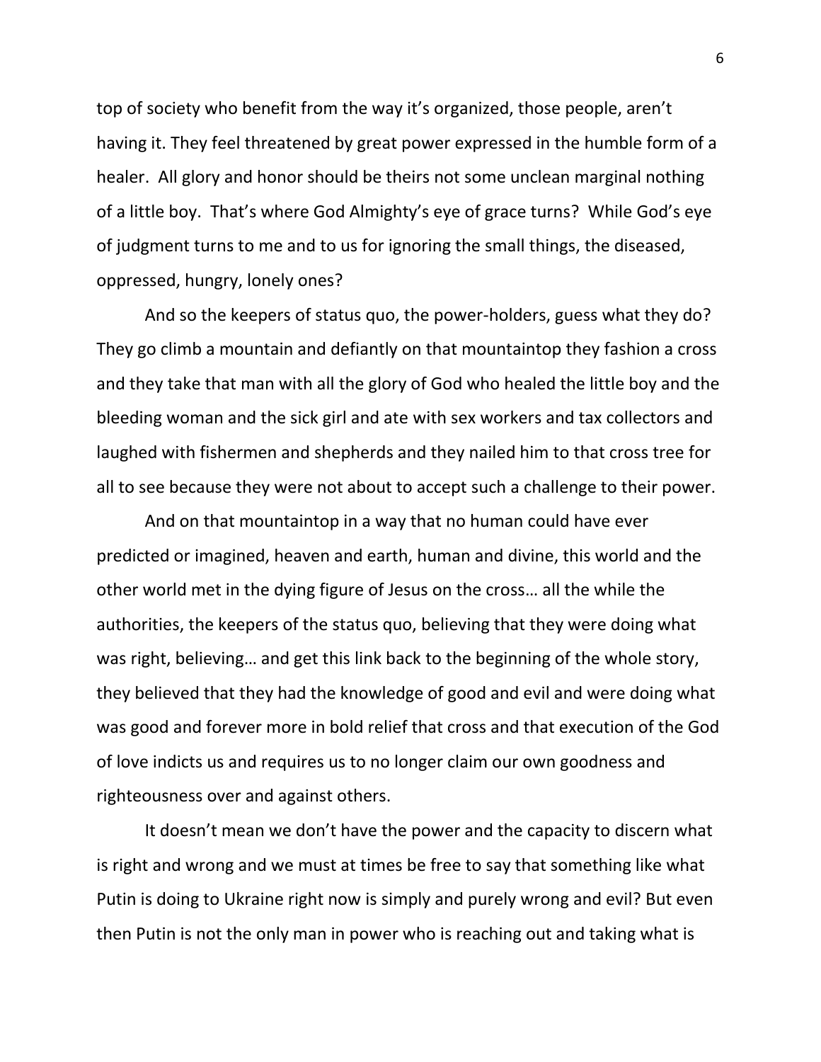top of society who benefit from the way it's organized, those people, aren't having it. They feel threatened by great power expressed in the humble form of a healer. All glory and honor should be theirs not some unclean marginal nothing of a little boy. That's where God Almighty's eye of grace turns? While God's eye of judgment turns to me and to us for ignoring the small things, the diseased, oppressed, hungry, lonely ones?

And so the keepers of status quo, the power-holders, guess what they do? They go climb a mountain and defiantly on that mountaintop they fashion a cross and they take that man with all the glory of God who healed the little boy and the bleeding woman and the sick girl and ate with sex workers and tax collectors and laughed with fishermen and shepherds and they nailed him to that cross tree for all to see because they were not about to accept such a challenge to their power.

And on that mountaintop in a way that no human could have ever predicted or imagined, heaven and earth, human and divine, this world and the other world met in the dying figure of Jesus on the cross… all the while the authorities, the keepers of the status quo, believing that they were doing what was right, believing… and get this link back to the beginning of the whole story, they believed that they had the knowledge of good and evil and were doing what was good and forever more in bold relief that cross and that execution of the God of love indicts us and requires us to no longer claim our own goodness and righteousness over and against others.

It doesn't mean we don't have the power and the capacity to discern what is right and wrong and we must at times be free to say that something like what Putin is doing to Ukraine right now is simply and purely wrong and evil? But even then Putin is not the only man in power who is reaching out and taking what is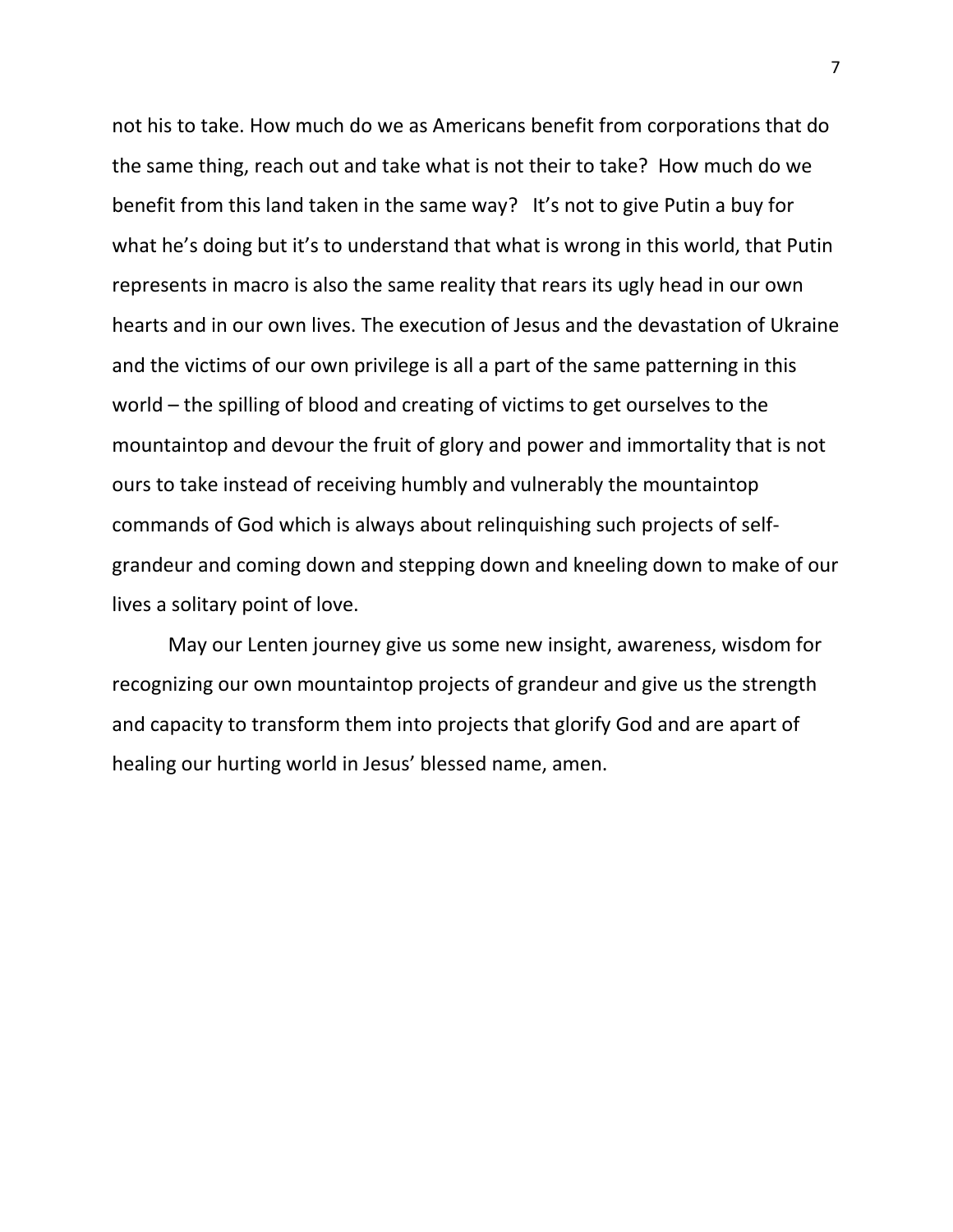not his to take. How much do we as Americans benefit from corporations that do the same thing, reach out and take what is not their to take? How much do we benefit from this land taken in the same way? It's not to give Putin a buy for what he's doing but it's to understand that what is wrong in this world, that Putin represents in macro is also the same reality that rears its ugly head in our own hearts and in our own lives. The execution of Jesus and the devastation of Ukraine and the victims of our own privilege is all a part of the same patterning in this world – the spilling of blood and creating of victims to get ourselves to the mountaintop and devour the fruit of glory and power and immortality that is not ours to take instead of receiving humbly and vulnerably the mountaintop commands of God which is always about relinquishing such projects of self-grandeur and coming down and stepping down and kneeling down to make of our lives a solitary point of love.

May our Lenten journey give us some new insight, awareness, wisdom for recognizing our own mountaintop projects of grandeur and give us the strength and capacity to transform them into projects that glorify God and are apart of healing our hurting world in Jesus' blessed name, amen.